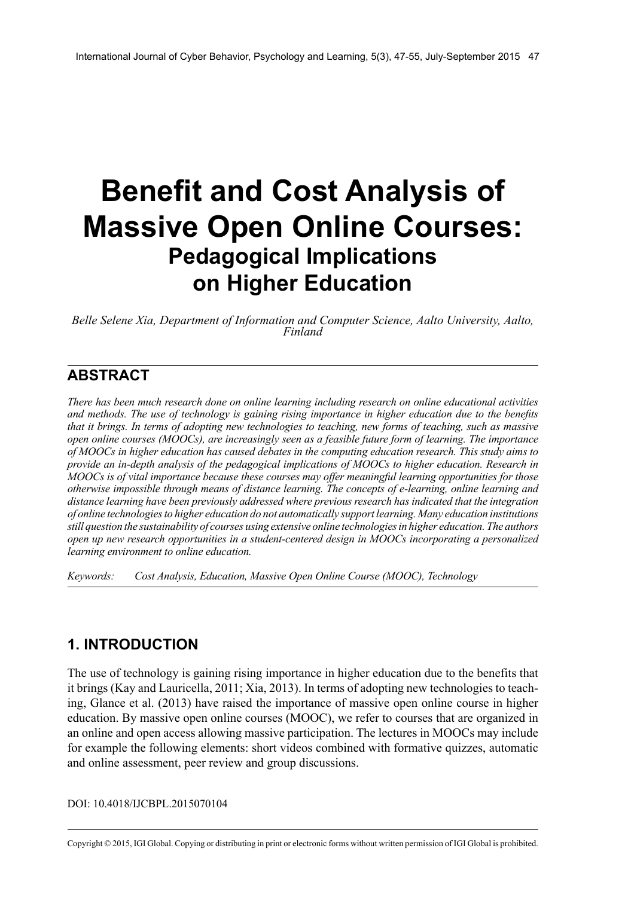# Benefit and Cost Analysis of Massive Open Online Courses:

## Pedagogical Implications on Higher Education

*Belle Selene Xia, Department of Information and Computer Science, Aalto University, Aalto, Finland*

## ABSTRACT

*There has been much research done on online learning including research on online educational activities and methods. The use of technology is gaining rising importance in higher education due to the benefits that it brings. In terms of adopting new technologies to teaching, new forms of teaching, such as massive open online courses (MOOCs), are increasingly seen as a feasible future form of learning. The importance of MOOCs in higher education has caused debates in the computing education research. This study aims to provide an in-depth analysis of the pedagogical implications of MOOCs to higher education. Research in MOOCs is of vital importance because these courses may offer meaningful learning opportunities for those otherwise impossible through means of distance learning. The concepts of e-learning, online learning and distance learning have been previously addressed where previous research has indicated that the integration of online technologies to higher education do not automatically support learning. Many education institutions still question the sustainability of courses using extensive online technologies in higher education. The authors open up new research opportunities in a student-centered design in MOOCs incorporating a personalized learning environment to online education.*

*Keywords:* *Cost Analysis, Education, Massive Open Online Course (MOOC), Technology*

## 1. INTRODUCTION

The use of technology is gaining rising importance in higher education due to the benefits that it brings (Kay and Lauricella, 2011; Xia, 2013). In terms of adopting new technologies to teaching, Glance et al. (2013) have raised the importance of massive open online course in higher education. By massive open online courses (MOOC), we refer to courses that are organized in an online and open access allowing massive participation. The lectures in MOOCs may include for example the following elements: short videos combined with formative quizzes, automatic and online assessment, peer review and group discussions.

DOI: 10.4018/IJCBPL.2015070104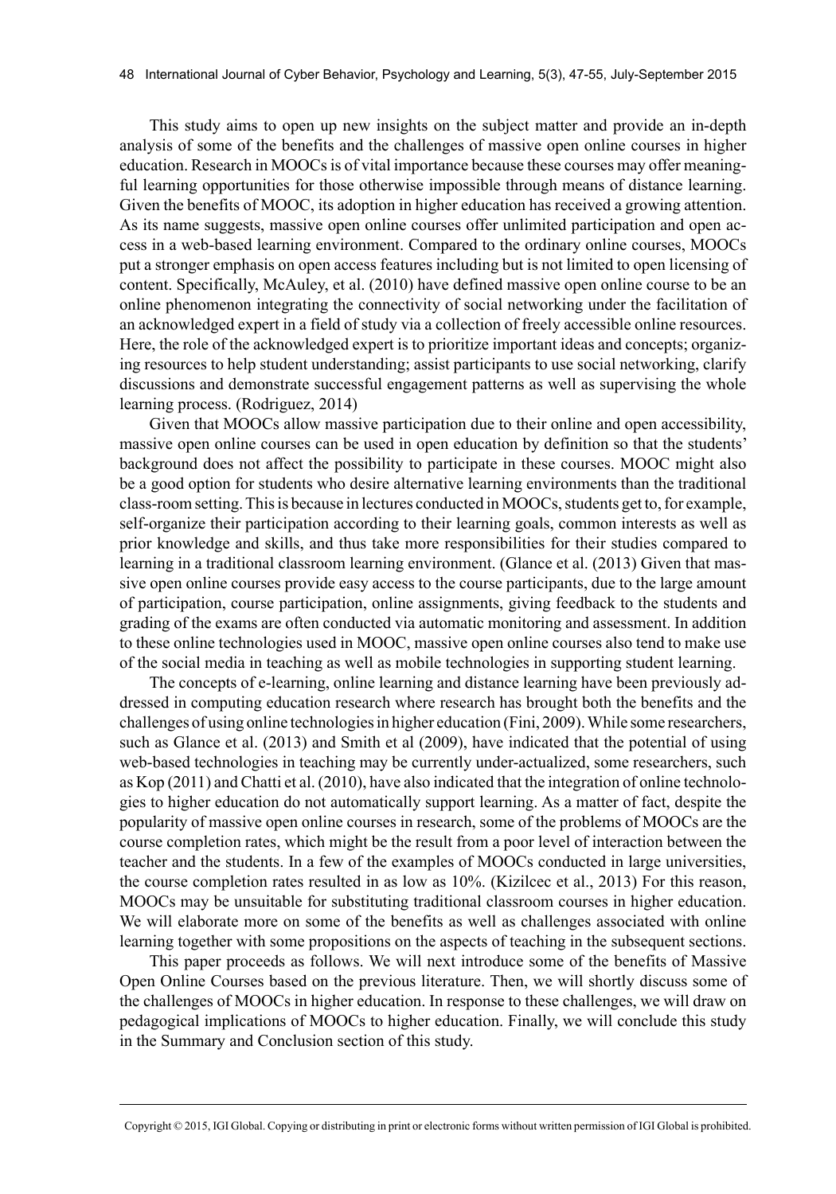This study aims to open up new insights on the subject matter and provide an in-depth analysis of some of the benefits and the challenges of massive open online courses in higher education. Research in MOOCs is of vital importance because these courses may offer meaningful learning opportunities for those otherwise impossible through means of distance learning. Given the benefits of MOOC, its adoption in higher education has received a growing attention. As its name suggests, massive open online courses offer unlimited participation and open access in a web-based learning environment. Compared to the ordinary online courses, MOOCs put a stronger emphasis on open access features including but is not limited to open licensing of content. Specifically, McAuley, et al. (2010) have defined massive open online course to be an online phenomenon integrating the connectivity of social networking under the facilitation of an acknowledged expert in a field of study via a collection of freely accessible online resources. Here, the role of the acknowledged expert is to prioritize important ideas and concepts; organizing resources to help student understanding; assist participants to use social networking, clarify discussions and demonstrate successful engagement patterns as well as supervising the whole learning process. (Rodriguez, 2014)

Given that MOOCs allow massive participation due to their online and open accessibility, massive open online courses can be used in open education by definition so that the students' background does not affect the possibility to participate in these courses. MOOC might also be a good option for students who desire alternative learning environments than the traditional class-room setting. This is because in lectures conducted in MOOCs, students get to, for example, self-organize their participation according to their learning goals, common interests as well as prior knowledge and skills, and thus take more responsibilities for their studies compared to learning in a traditional classroom learning environment. (Glance et al. (2013) Given that massive open online courses provide easy access to the course participants, due to the large amount of participation, course participation, online assignments, giving feedback to the students and grading of the exams are often conducted via automatic monitoring and assessment. In addition to these online technologies used in MOOC, massive open online courses also tend to make use of the social media in teaching as well as mobile technologies in supporting student learning.

The concepts of e-learning, online learning and distance learning have been previously addressed in computing education research where research has brought both the benefits and the challenges of using online technologies in higher education (Fini, 2009). While some researchers, such as Glance et al. (2013) and Smith et al (2009), have indicated that the potential of using web-based technologies in teaching may be currently under-actualized, some researchers, such as Kop (2011) and Chatti et al. (2010), have also indicated that the integration of online technologies to higher education do not automatically support learning. As a matter of fact, despite the popularity of massive open online courses in research, some of the problems of MOOCs are the course completion rates, which might be the result from a poor level of interaction between the teacher and the students. In a few of the examples of MOOCs conducted in large universities, the course completion rates resulted in as low as 10%. (Kizilcec et al., 2013) For this reason, MOOCs may be unsuitable for substituting traditional classroom courses in higher education. We will elaborate more on some of the benefits as well as challenges associated with online learning together with some propositions on the aspects of teaching in the subsequent sections.

This paper proceeds as follows. We will next introduce some of the benefits of Massive Open Online Courses based on the previous literature. Then, we will shortly discuss some of the challenges of MOOCs in higher education. In response to these challenges, we will draw on pedagogical implications of MOOCs to higher education. Finally, we will conclude this study in the Summary and Conclusion section of this study.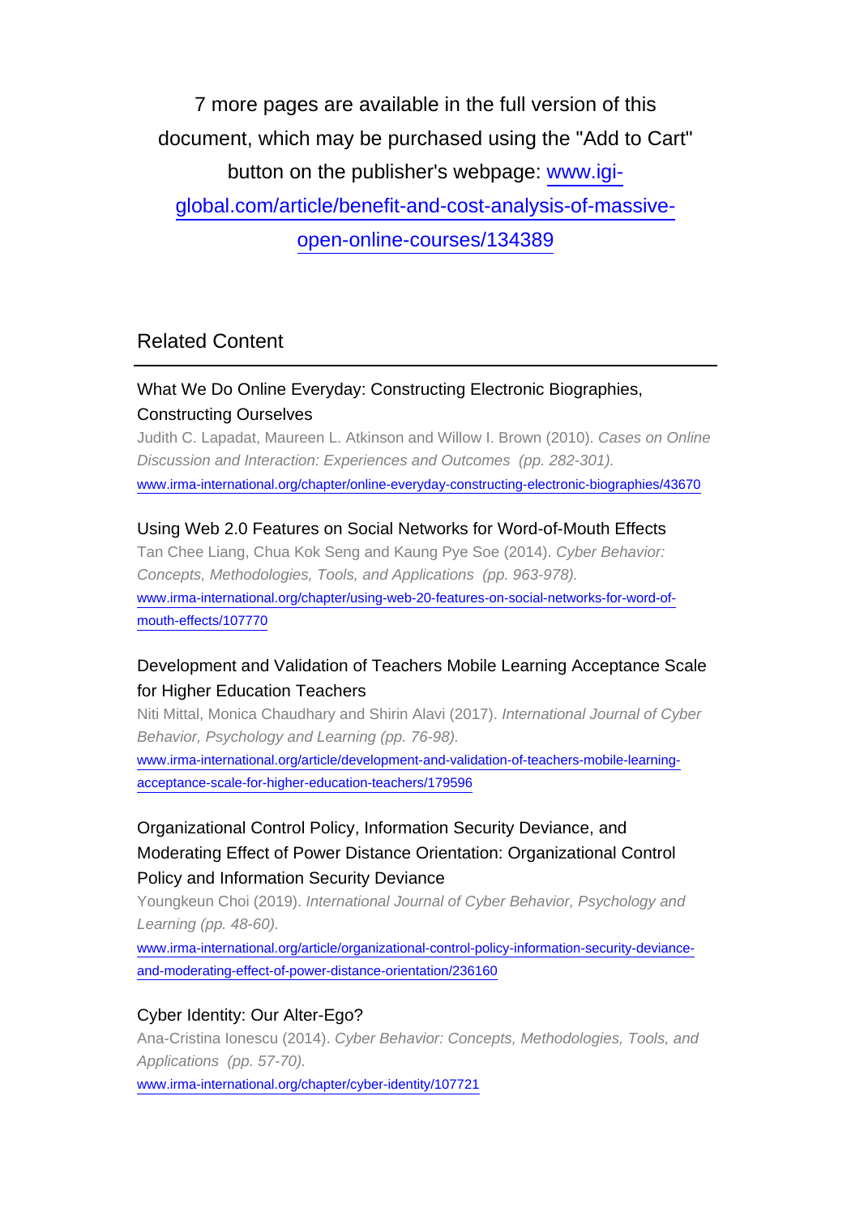7 more pages are available in the full version of this document, which may be purchased using the "Add to Cart" button on the publisher's webpage: [www.igi-global.com/article/benefit-and-cost-analysis-of-massive-open-online-courses/134389](www.igi-global.com/article/benefit-and-cost-analysis-of-massive-open-online-courses/134389)

## Related Content

### What We Do Online Everyday: Constructing Electronic Biographies, Constructing Ourselves

Judith C. Lapadat, Maureen L. Atkinson and Willow I. Brown (2010). *Cases on Online Discussion and Interaction: Experiences and Outcomes (pp. 282-301).*

[www.irma-international.org/chapter/online-everyday-constructing-electronic-biographies/43670](www.irma-international.org/chapter/online-everyday-constructing-electronic-biographies/43670)

### Using Web 2.0 Features on Social Networks for Word-of-Mouth Effects

Tan Chee Liang, Chua Kok Seng and Kaung Pye Soe (2014). *Cyber Behavior: Concepts, Methodologies, Tools, and Applications (pp. 963-978).*

[www.irma-international.org/chapter/using-web-20-features-on-social-networks-for-word-of-mouth-effects/107770](www.irma-international.org/chapter/using-web-20-features-on-social-networks-for-word-of-mouth-effects/107770)

### Development and Validation of Teachers Mobile Learning Acceptance Scale for Higher Education Teachers

Niti Mittal, Monica Chaudhary and Shirin Alavi (2017). *International Journal of Cyber Behavior, Psychology and Learning (pp. 76-98).*

[www.irma-international.org/article/development-and-validation-of-teachers-mobile-learning-acceptance-scale-for-higher-education-teachers/179596](www.irma-international.org/article/development-and-validation-of-teachers-mobile-learning-acceptance-scale-for-higher-education-teachers/179596)

### Organizational Control Policy, Information Security Deviance, and Moderating Effect of Power Distance Orientation: Organizational Control Policy and Information Security Deviance

Youngkeun Choi (2019). *International Journal of Cyber Behavior, Psychology and Learning (pp. 48-60).*

[www.irma-international.org/article/organizational-control-policy-information-security-deviance-and-moderating-effect-of-power-distance-orientation/236160](www.irma-international.org/article/organizational-control-policy-information-security-deviance-and-moderating-effect-of-power-distance-orientation/236160)

### Cyber Identity: Our Alter-Ego?

Ana-Cristina Ionescu (2014). *Cyber Behavior: Concepts, Methodologies, Tools, and Applications (pp. 57-70).*

[www.irma-international.org/chapter/cyber-identity/107721](www.irma-international.org/chapter/cyber-identity/107721)